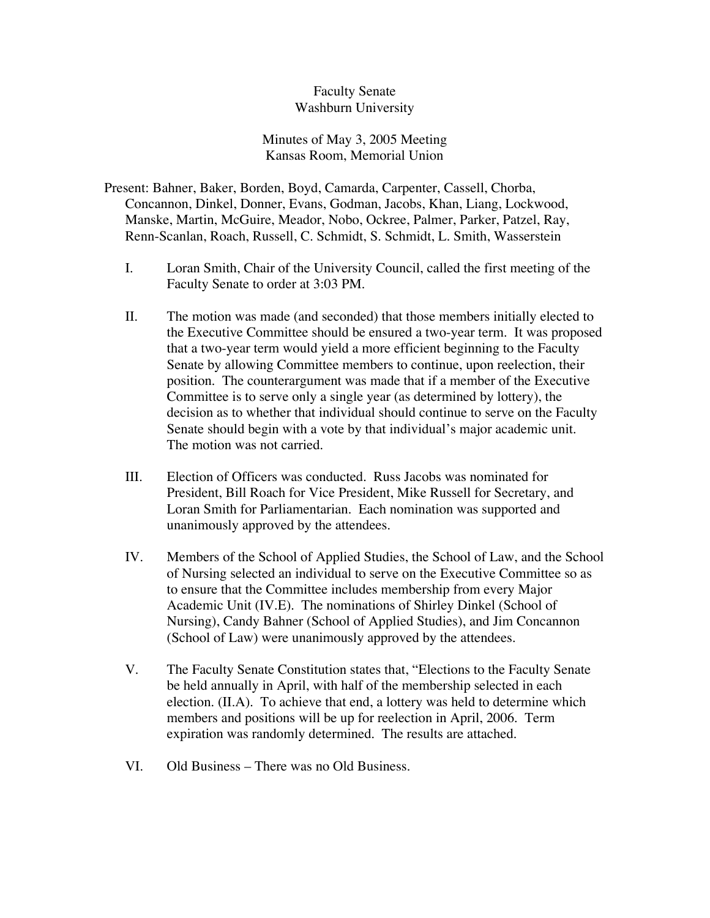Faculty Senate
Washburn University

Minutes of May 3, 2005 Meeting
Kansas Room, Memorial Union

Present: Bahner, Baker, Borden, Boyd, Camarda, Carpenter, Cassell, Chorba, Concannon, Dinkel, Donner, Evans, Godman, Jacobs, Khan, Liang, Lockwood, Manske, Martin, McGuire, Meador, Nobo, Ockree, Palmer, Parker, Patzel, Ray, Renn-Scanlan, Roach, Russell, C. Schmidt, S. Schmidt, L. Smith, Wasserstein

I. Loran Smith, Chair of the University Council, called the first meeting of the Faculty Senate to order at 3:03 PM.

II. The motion was made (and seconded) that those members initially elected to the Executive Committee should be ensured a two-year term. It was proposed that a two-year term would yield a more efficient beginning to the Faculty Senate by allowing Committee members to continue, upon reelection, their position. The counterargument was made that if a member of the Executive Committee is to serve only a single year (as determined by lottery), the decision as to whether that individual should continue to serve on the Faculty Senate should begin with a vote by that individual's major academic unit. The motion was not carried.

III. Election of Officers was conducted. Russ Jacobs was nominated for President, Bill Roach for Vice President, Mike Russell for Secretary, and Loran Smith for Parliamentarian. Each nomination was supported and unanimously approved by the attendees.

IV. Members of the School of Applied Studies, the School of Law, and the School of Nursing selected an individual to serve on the Executive Committee so as to ensure that the Committee includes membership from every Major Academic Unit (IV.E). The nominations of Shirley Dinkel (School of Nursing), Candy Bahner (School of Applied Studies), and Jim Concannon (School of Law) were unanimously approved by the attendees.

V. The Faculty Senate Constitution states that, "Elections to the Faculty Senate be held annually in April, with half of the membership selected in each election. (II.A). To achieve that end, a lottery was held to determine which members and positions will be up for reelection in April, 2006. Term expiration was randomly determined. The results are attached.

VI. Old Business – There was no Old Business.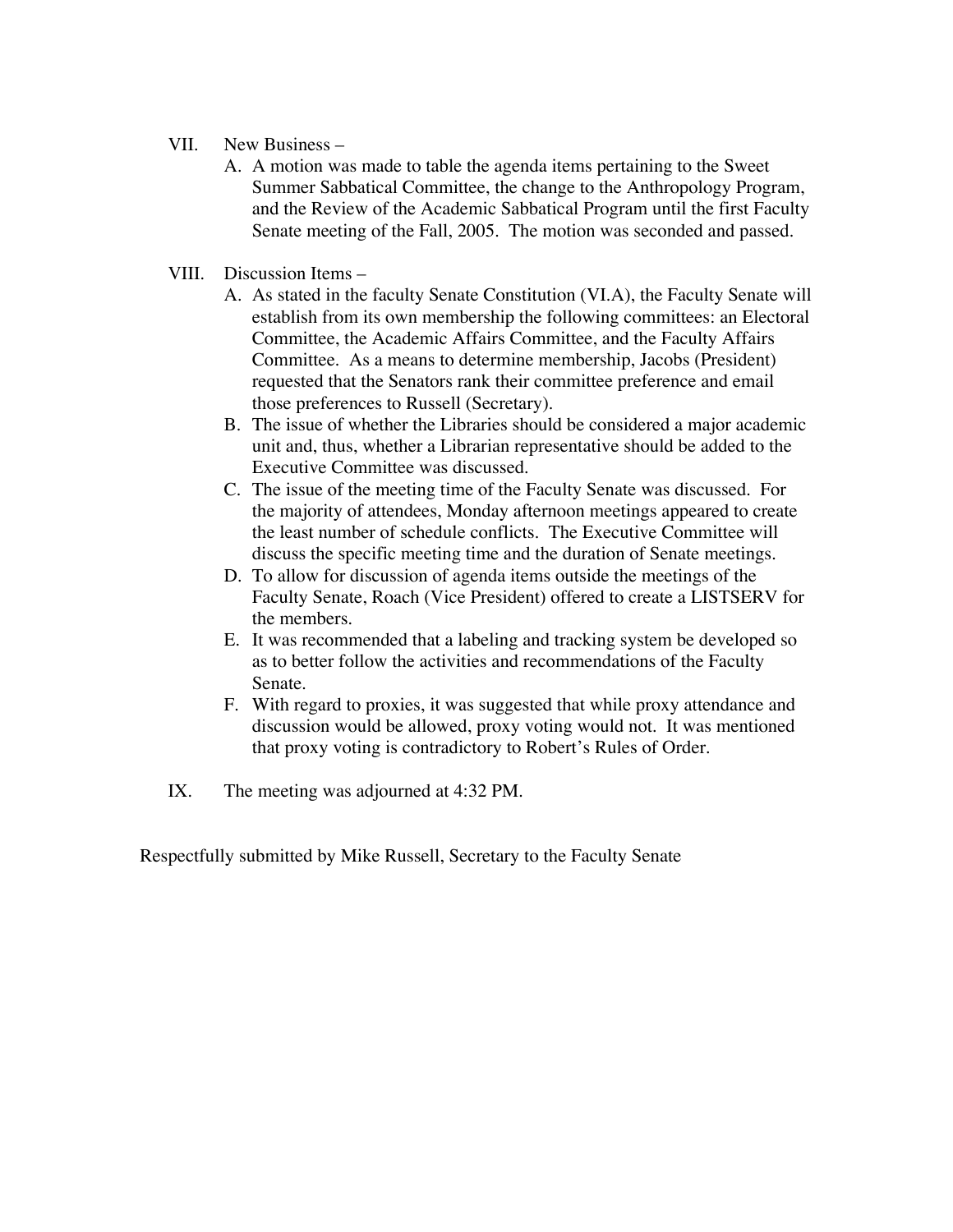VII. New Business –

   A. A motion was made to table the agenda items pertaining to the Sweet Summer Sabbatical Committee, the change to the Anthropology Program, and the Review of the Academic Sabbatical Program until the first Faculty Senate meeting of the Fall, 2005. The motion was seconded and passed.

VIII. Discussion Items –

   A. As stated in the faculty Senate Constitution (VI.A), the Faculty Senate will establish from its own membership the following committees: an Electoral Committee, the Academic Affairs Committee, and the Faculty Affairs Committee. As a means to determine membership, Jacobs (President) requested that the Senators rank their committee preference and email those preferences to Russell (Secretary).
   B. The issue of whether the Libraries should be considered a major academic unit and, thus, whether a Librarian representative should be added to the Executive Committee was discussed.
   C. The issue of the meeting time of the Faculty Senate was discussed. For the majority of attendees, Monday afternoon meetings appeared to create the least number of schedule conflicts. The Executive Committee will discuss the specific meeting time and the duration of Senate meetings.
   D. To allow for discussion of agenda items outside the meetings of the Faculty Senate, Roach (Vice President) offered to create a LISTSERV for the members.
   E. It was recommended that a labeling and tracking system be developed so as to better follow the activities and recommendations of the Faculty Senate.
   F. With regard to proxies, it was suggested that while proxy attendance and discussion would be allowed, proxy voting would not. It was mentioned that proxy voting is contradictory to Robert's Rules of Order.

IX. The meeting was adjourned at 4:32 PM.

Respectfully submitted by Mike Russell, Secretary to the Faculty Senate